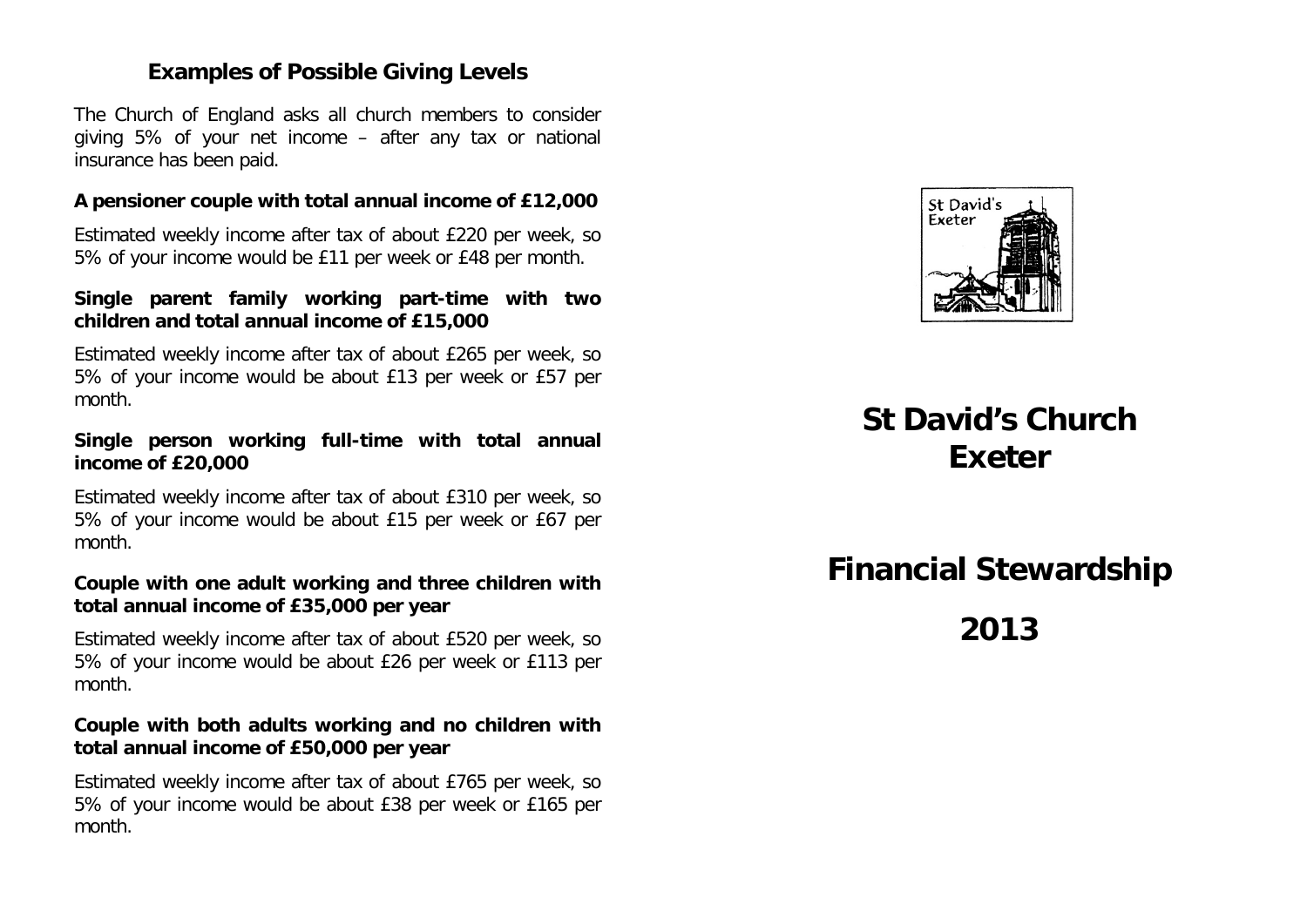## Examples of Possible Giving Levels

The Church of England asks all church members to consider giving 5% of your net income – after any tax or national insurance has been paid.

**A pensioner couple with total annual income of £12,000**

Estimated weekly income after tax of about £220 per week, so 5% of your income would be £11 per week or £48 per month.

**Single parent family working part-time with two children and total annual income of £15,000**

Estimated weekly income after tax of about £265 per week, so 5% of your income would be about £13 per week or £57 per month.

**Single person working full-time with total annual income of £20,000**

Estimated weekly income after tax of about £310 per week, so 5% of your income would be about £15 per week or £67 per month.

**Couple with one adult working and three children with total annual income of £35,000 per year**

Estimated weekly income after tax of about £520 per week, so 5% of your income would be about £26 per week or £113 per month.

**Couple with both adults working and no children with total annual income of £50,000 per year**

Estimated weekly income after tax of about £765 per week, so 5% of your income would be about £38 per week or £165 per month.

St David's Exeter

# St David's Church Exeter

# Financial Stewardship

# 2013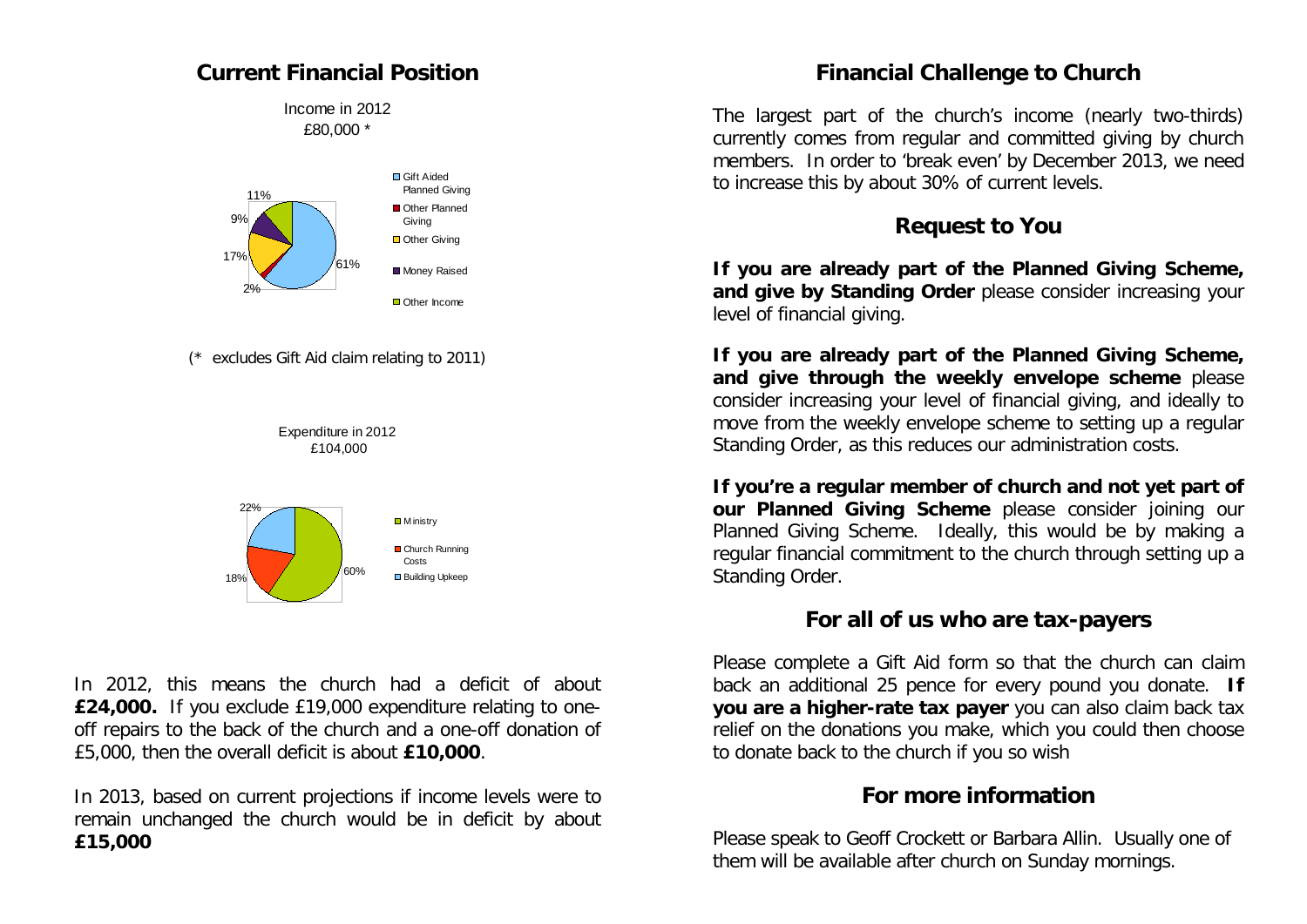## Current Financial Position

Income in 2012
£80,000 *

11%
9%
17%
2%
61%

Gift Aided Planned Giving
Other Planned Giving
Other Giving
Money Raised
Other Income

(* excludes Gift Aid claim relating to 2011)

Expenditure in 2012
£104,000

22%
18%
60%

Ministry
Church Running Costs
Building Upkeep

In 2012, this means the church had a deficit of about **£24,000.** If you exclude £19,000 expenditure relating to one-off repairs to the back of the church and a one-off donation of £5,000, then the overall deficit is about **£10,000**.

In 2013, based on current projections if income levels were to remain unchanged the church would be in deficit by about **£15,000**

## Financial Challenge to Church

The largest part of the church's income (nearly two-thirds) currently comes from regular and committed giving by church members. In order to 'break even' by December 2013, we need to increase this by about 30% of current levels.

## Request to You

**If you are already part of the Planned Giving Scheme, and give by Standing Order** please consider increasing your level of financial giving.

**If you are already part of the Planned Giving Scheme, and give through the weekly envelope scheme** please consider increasing your level of financial giving, and ideally to move from the weekly envelope scheme to setting up a regular Standing Order, as this reduces our administration costs.

**If you're a regular member of church and not yet part of our Planned Giving Scheme** please consider joining our Planned Giving Scheme. Ideally, this would be by making a regular financial commitment to the church through setting up a Standing Order.

## For all of us who are tax-payers

Please complete a Gift Aid form so that the church can claim back an additional 25 pence for every pound you donate. **If you are a higher-rate tax payer** you can also claim back tax relief on the donations you make, which you could then choose to donate back to the church if you so wish

## For more information

Please speak to Geoff Crockett or Barbara Allin. Usually one of them will be available after church on Sunday mornings.